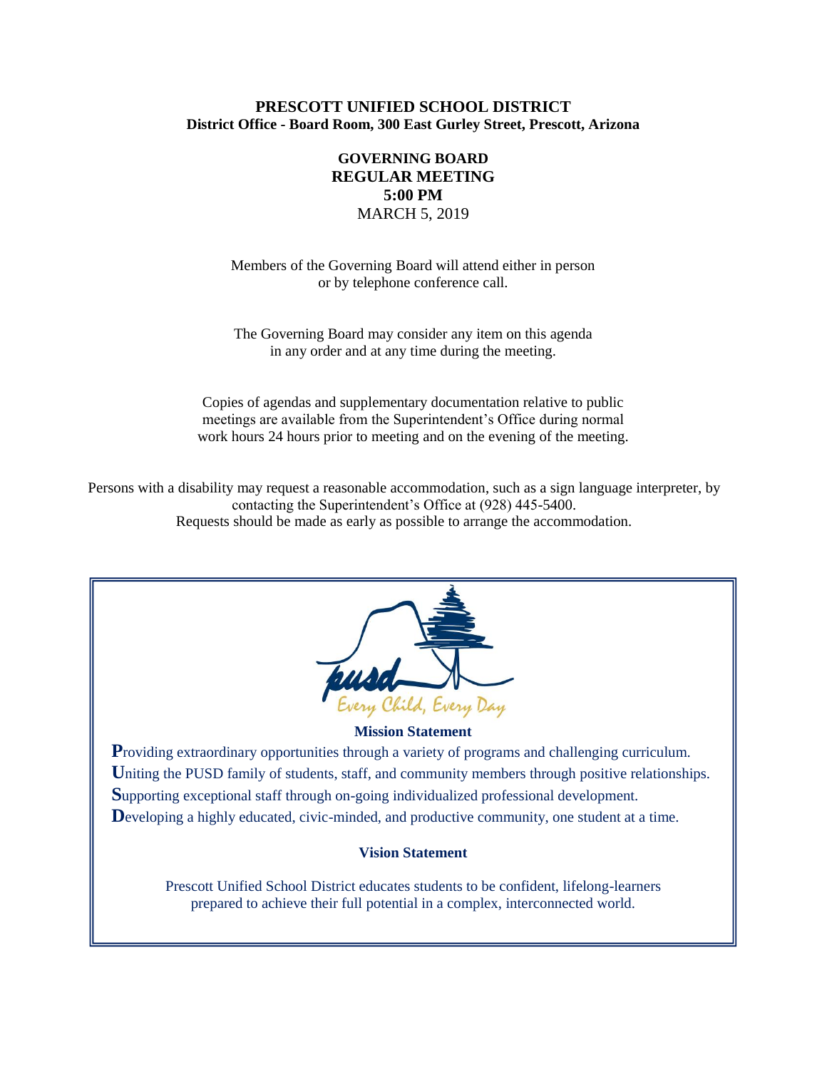# PRESCOTT UNIFIED SCHOOL DISTRICT

**District Office - Board Room, 300 East Gurley Street, Prescott, Arizona**

## GOVERNING BOARD
## REGULAR MEETING
## 5:00 PM

MARCH 5, 2019

Members of the Governing Board will attend either in person or by telephone conference call.

The Governing Board may consider any item on this agenda in any order and at any time during the meeting.

Copies of agendas and supplementary documentation relative to public meetings are available from the Superintendent's Office during normal work hours 24 hours prior to meeting and on the evening of the meeting.

Persons with a disability may request a reasonable accommodation, such as a sign language interpreter, by contacting the Superintendent's Office at (928) 445-5400. Requests should be made as early as possible to arrange the accommodation.

pusd

*Every Child, Every Day*

### Mission Statement

**P**roviding extraordinary opportunities through a variety of programs and challenging curriculum.
**U**niting the PUSD family of students, staff, and community members through positive relationships.
**S**upporting exceptional staff through on-going individualized professional development.
**D**eveloping a highly educated, civic-minded, and productive community, one student at a time.

### Vision Statement

Prescott Unified School District educates students to be confident, lifelong-learners prepared to achieve their full potential in a complex, interconnected world.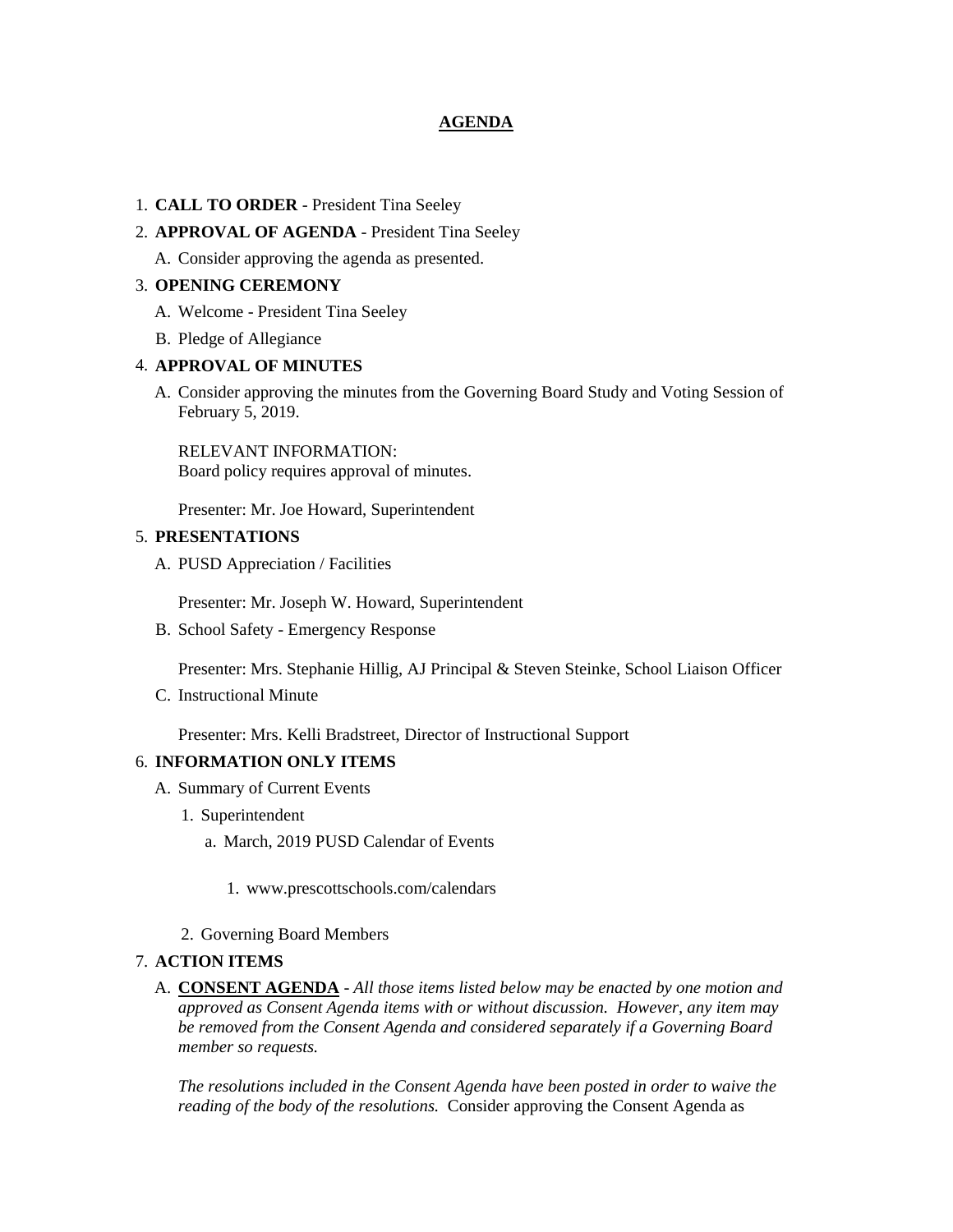## AGENDA

1. **CALL TO ORDER** - President Tina Seeley
2. **APPROVAL OF AGENDA** - President Tina Seeley
   A. Consider approving the agenda as presented.
3. **OPENING CEREMONY**
   A. Welcome - President Tina Seeley
   B. Pledge of Allegiance
4. **APPROVAL OF MINUTES**
   A. Consider approving the minutes from the Governing Board Study and Voting Session of February 5, 2019.

      RELEVANT INFORMATION:
      Board policy requires approval of minutes.

      Presenter: Mr. Joe Howard, Superintendent
5. **PRESENTATIONS**
   A. PUSD Appreciation / Facilities

      Presenter: Mr. Joseph W. Howard, Superintendent

   B. School Safety - Emergency Response

      Presenter: Mrs. Stephanie Hillig, AJ Principal & Steven Steinke, School Liaison Officer

   C. Instructional Minute

      Presenter: Mrs. Kelli Bradstreet, Director of Instructional Support
6. **INFORMATION ONLY ITEMS**
   A. Summary of Current Events
      1. Superintendent
         a. March, 2019 PUSD Calendar of Events
            1. www.prescottschools.com/calendars
      2. Governing Board Members
7. **ACTION ITEMS**
   A. **CONSENT AGENDA** - *All those items listed below may be enacted by one motion and approved as Consent Agenda items with or without discussion. However, any item may be removed from the Consent Agenda and considered separately if a Governing Board member so requests.*

      *The resolutions included in the Consent Agenda have been posted in order to waive the reading of the body of the resolutions.* Consider approving the Consent Agenda as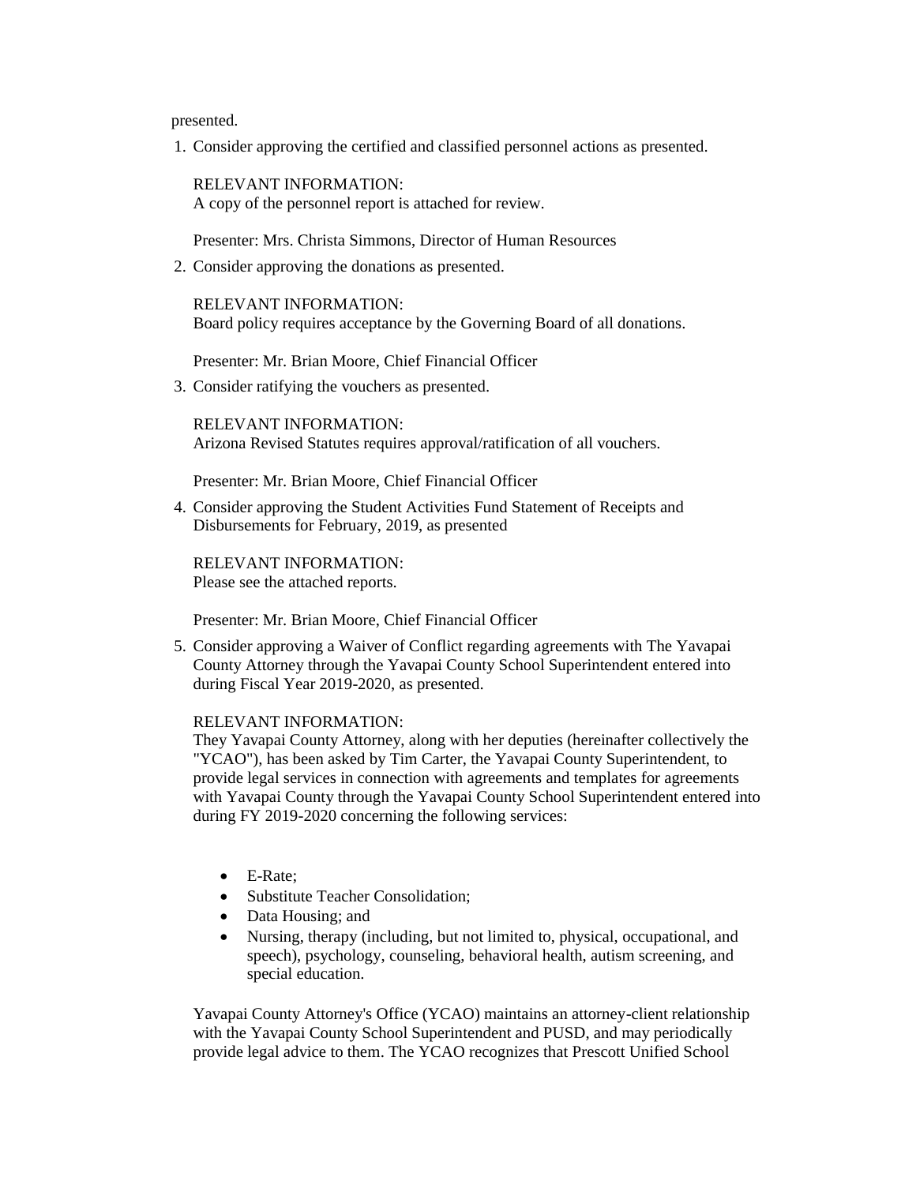presented.

1. Consider approving the certified and classified personnel actions as presented.

   RELEVANT INFORMATION:
   A copy of the personnel report is attached for review.

   Presenter: Mrs. Christa Simmons, Director of Human Resources

2. Consider approving the donations as presented.

   RELEVANT INFORMATION:
   Board policy requires acceptance by the Governing Board of all donations.

   Presenter: Mr. Brian Moore, Chief Financial Officer

3. Consider ratifying the vouchers as presented.

   RELEVANT INFORMATION:
   Arizona Revised Statutes requires approval/ratification of all vouchers.

   Presenter: Mr. Brian Moore, Chief Financial Officer

4. Consider approving the Student Activities Fund Statement of Receipts and Disbursements for February, 2019, as presented

   RELEVANT INFORMATION:
   Please see the attached reports.

   Presenter: Mr. Brian Moore, Chief Financial Officer

5. Consider approving a Waiver of Conflict regarding agreements with The Yavapai County Attorney through the Yavapai County School Superintendent entered into during Fiscal Year 2019-2020, as presented.

   RELEVANT INFORMATION:
   They Yavapai County Attorney, along with her deputies (hereinafter collectively the "YCAO"), has been asked by Tim Carter, the Yavapai County Superintendent, to provide legal services in connection with agreements and templates for agreements with Yavapai County through the Yavapai County School Superintendent entered into during FY 2019-2020 concerning the following services:

   - E-Rate;
   - Substitute Teacher Consolidation;
   - Data Housing; and
   - Nursing, therapy (including, but not limited to, physical, occupational, and speech), psychology, counseling, behavioral health, autism screening, and special education.

   Yavapai County Attorney's Office (YCAO) maintains an attorney-client relationship with the Yavapai County School Superintendent and PUSD, and may periodically provide legal advice to them. The YCAO recognizes that Prescott Unified School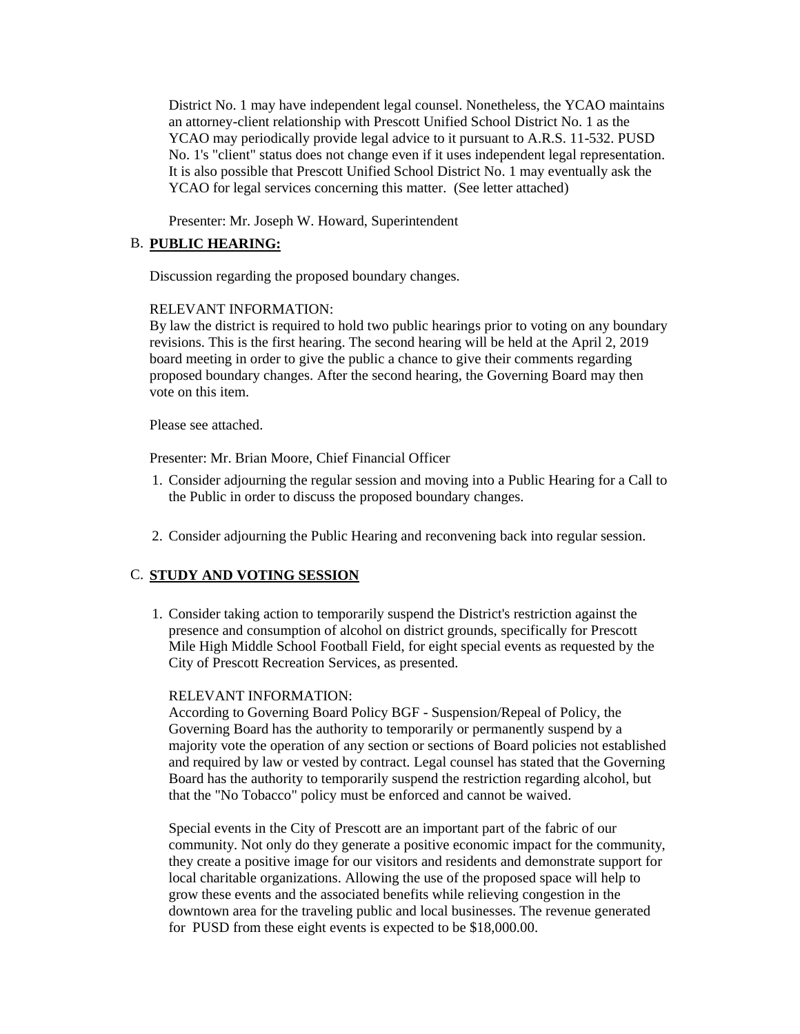District No. 1 may have independent legal counsel. Nonetheless, the YCAO maintains an attorney-client relationship with Prescott Unified School District No. 1 as the YCAO may periodically provide legal advice to it pursuant to A.R.S. 11-532. PUSD No. 1's "client" status does not change even if it uses independent legal representation. It is also possible that Prescott Unified School District No. 1 may eventually ask the YCAO for legal services concerning this matter. (See letter attached)

Presenter: Mr. Joseph W. Howard, Superintendent

B. **PUBLIC HEARING:**

Discussion regarding the proposed boundary changes.

RELEVANT INFORMATION:
By law the district is required to hold two public hearings prior to voting on any boundary revisions. This is the first hearing. The second hearing will be held at the April 2, 2019 board meeting in order to give the public a chance to give their comments regarding proposed boundary changes. After the second hearing, the Governing Board may then vote on this item.

Please see attached.

Presenter: Mr. Brian Moore, Chief Financial Officer

1. Consider adjourning the regular session and moving into a Public Hearing for a Call to the Public in order to discuss the proposed boundary changes.

2. Consider adjourning the Public Hearing and reconvening back into regular session.

C. **STUDY AND VOTING SESSION**

1. Consider taking action to temporarily suspend the District's restriction against the presence and consumption of alcohol on district grounds, specifically for Prescott Mile High Middle School Football Field, for eight special events as requested by the City of Prescott Recreation Services, as presented.

   RELEVANT INFORMATION:
   According to Governing Board Policy BGF - Suspension/Repeal of Policy, the Governing Board has the authority to temporarily or permanently suspend by a majority vote the operation of any section or sections of Board policies not established and required by law or vested by contract. Legal counsel has stated that the Governing Board has the authority to temporarily suspend the restriction regarding alcohol, but that the "No Tobacco" policy must be enforced and cannot be waived.

   Special events in the City of Prescott are an important part of the fabric of our community. Not only do they generate a positive economic impact for the community, they create a positive image for our visitors and residents and demonstrate support for local charitable organizations. Allowing the use of the proposed space will help to grow these events and the associated benefits while relieving congestion in the downtown area for the traveling public and local businesses. The revenue generated for PUSD from these eight events is expected to be $18,000.00.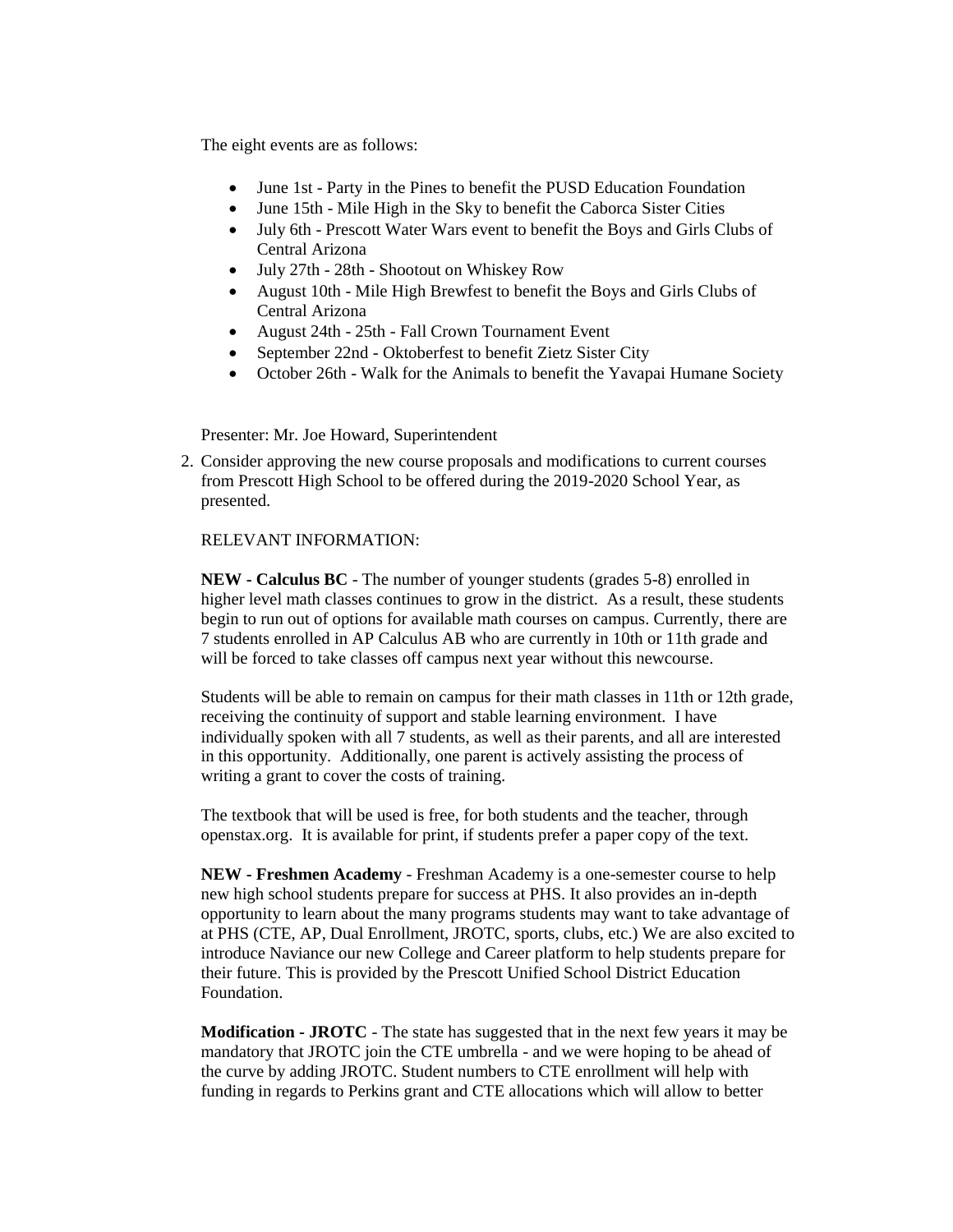The eight events are as follows:

- June 1st - Party in the Pines to benefit the PUSD Education Foundation
- June 15th - Mile High in the Sky to benefit the Caborca Sister Cities
- July 6th - Prescott Water Wars event to benefit the Boys and Girls Clubs of Central Arizona
- July 27th - 28th - Shootout on Whiskey Row
- August 10th - Mile High Brewfest to benefit the Boys and Girls Clubs of Central Arizona
- August 24th - 25th - Fall Crown Tournament Event
- September 22nd - Oktoberfest to benefit Zietz Sister City
- October 26th - Walk for the Animals to benefit the Yavapai Humane Society

Presenter: Mr. Joe Howard, Superintendent

2. Consider approving the new course proposals and modifications to current courses from Prescott High School to be offered during the 2019-2020 School Year, as presented.

   RELEVANT INFORMATION:

   **NEW - Calculus BC** - The number of younger students (grades 5-8) enrolled in higher level math classes continues to grow in the district. As a result, these students begin to run out of options for available math courses on campus. Currently, there are 7 students enrolled in AP Calculus AB who are currently in 10th or 11th grade and will be forced to take classes off campus next year without this newcourse.

   Students will be able to remain on campus for their math classes in 11th or 12th grade, receiving the continuity of support and stable learning environment. I have individually spoken with all 7 students, as well as their parents, and all are interested in this opportunity. Additionally, one parent is actively assisting the process of writing a grant to cover the costs of training.

   The textbook that will be used is free, for both students and the teacher, through openstax.org. It is available for print, if students prefer a paper copy of the text.

   **NEW - Freshmen Academy** - Freshman Academy is a one-semester course to help new high school students prepare for success at PHS. It also provides an in-depth opportunity to learn about the many programs students may want to take advantage of at PHS (CTE, AP, Dual Enrollment, JROTC, sports, clubs, etc.) We are also excited to introduce Naviance our new College and Career platform to help students prepare for their future. This is provided by the Prescott Unified School District Education Foundation.

   **Modification - JROTC** - The state has suggested that in the next few years it may be mandatory that JROTC join the CTE umbrella - and we were hoping to be ahead of the curve by adding JROTC. Student numbers to CTE enrollment will help with funding in regards to Perkins grant and CTE allocations which will allow to better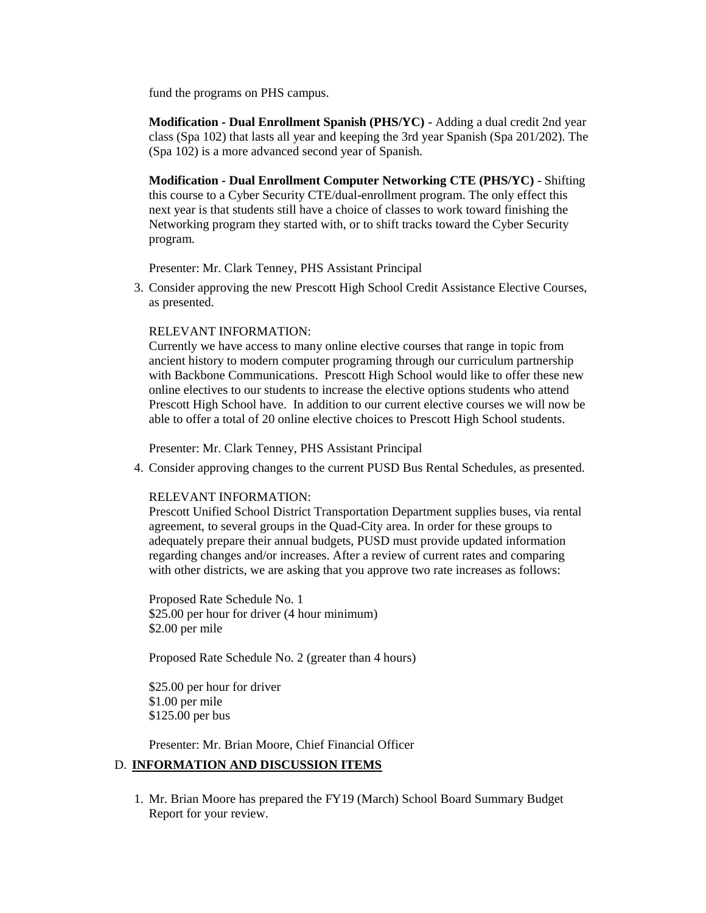fund the programs on PHS campus.

**Modification - Dual Enrollment Spanish (PHS/YC)** - Adding a dual credit 2nd year class (Spa 102) that lasts all year and keeping the 3rd year Spanish (Spa 201/202). The (Spa 102) is a more advanced second year of Spanish.

**Modification - Dual Enrollment Computer Networking CTE (PHS/YC)** - Shifting this course to a Cyber Security CTE/dual-enrollment program. The only effect this next year is that students still have a choice of classes to work toward finishing the Networking program they started with, or to shift tracks toward the Cyber Security program.

Presenter: Mr. Clark Tenney, PHS Assistant Principal

3. Consider approving the new Prescott High School Credit Assistance Elective Courses, as presented.

   RELEVANT INFORMATION:
   Currently we have access to many online elective courses that range in topic from ancient history to modern computer programing through our curriculum partnership with Backbone Communications. Prescott High School would like to offer these new online electives to our students to increase the elective options students who attend Prescott High School have. In addition to our current elective courses we will now be able to offer a total of 20 online elective choices to Prescott High School students.

   Presenter: Mr. Clark Tenney, PHS Assistant Principal

4. Consider approving changes to the current PUSD Bus Rental Schedules, as presented.

   RELEVANT INFORMATION:
   Prescott Unified School District Transportation Department supplies buses, via rental agreement, to several groups in the Quad-City area. In order for these groups to adequately prepare their annual budgets, PUSD must provide updated information regarding changes and/or increases. After a review of current rates and comparing with other districts, we are asking that you approve two rate increases as follows:

   Proposed Rate Schedule No. 1
   $25.00 per hour for driver (4 hour minimum)
   $2.00 per mile

   Proposed Rate Schedule No. 2 (greater than 4 hours)

   $25.00 per hour for driver
   $1.00 per mile
   $125.00 per bus

   Presenter: Mr. Brian Moore, Chief Financial Officer

## D. INFORMATION AND DISCUSSION ITEMS

1. Mr. Brian Moore has prepared the FY19 (March) School Board Summary Budget Report for your review.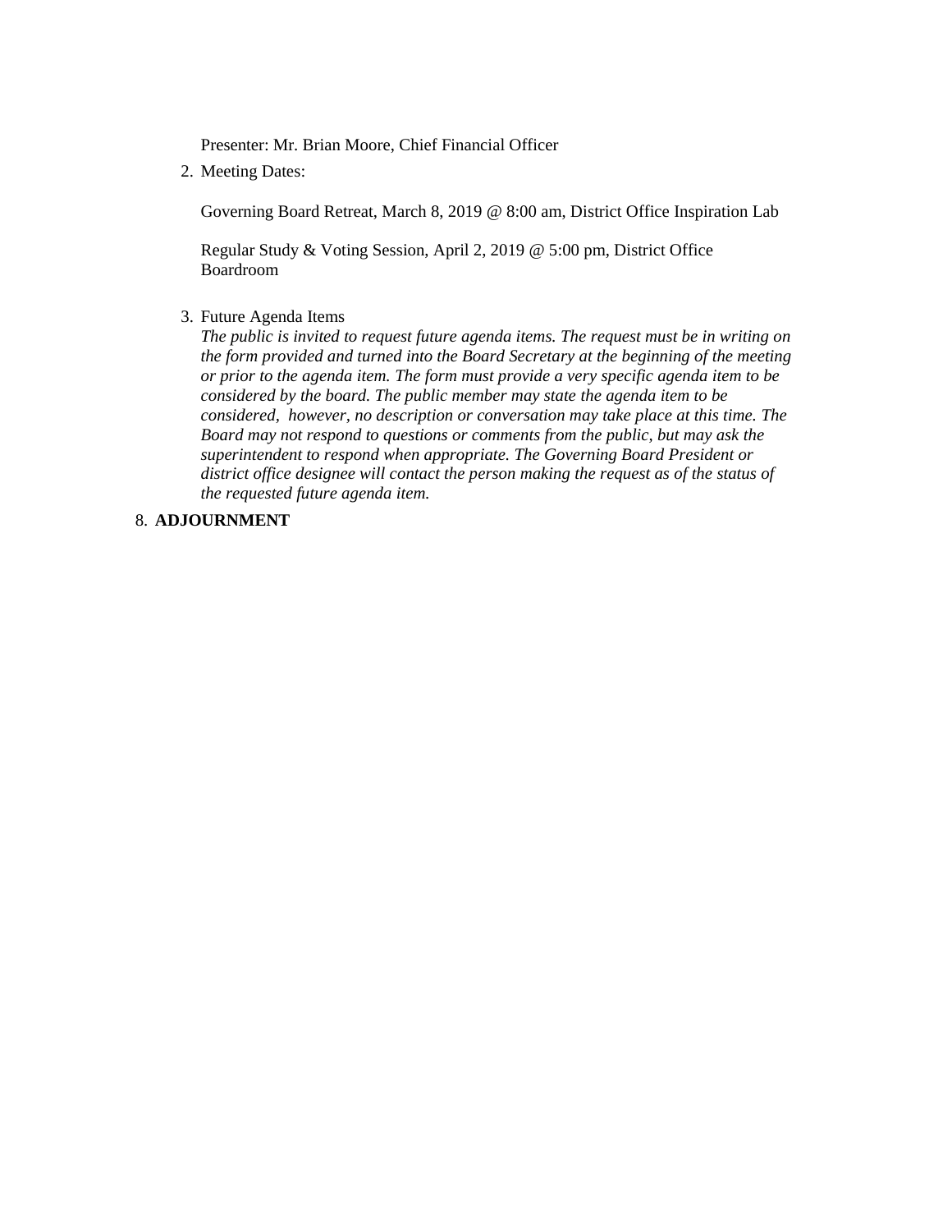Presenter: Mr. Brian Moore, Chief Financial Officer

2. Meeting Dates:

   Governing Board Retreat, March 8, 2019 @ 8:00 am, District Office Inspiration Lab

   Regular Study & Voting Session, April 2, 2019 @ 5:00 pm, District Office Boardroom

3. Future Agenda Items
   *The public is invited to request future agenda items. The request must be in writing on the form provided and turned into the Board Secretary at the beginning of the meeting or prior to the agenda item. The form must provide a very specific agenda item to be considered by the board. The public member may state the agenda item to be considered, however, no description or conversation may take place at this time. The Board may not respond to questions or comments from the public, but may ask the superintendent to respond when appropriate. The Governing Board President or district office designee will contact the person making the request as of the status of the requested future agenda item.*

8. **ADJOURNMENT**